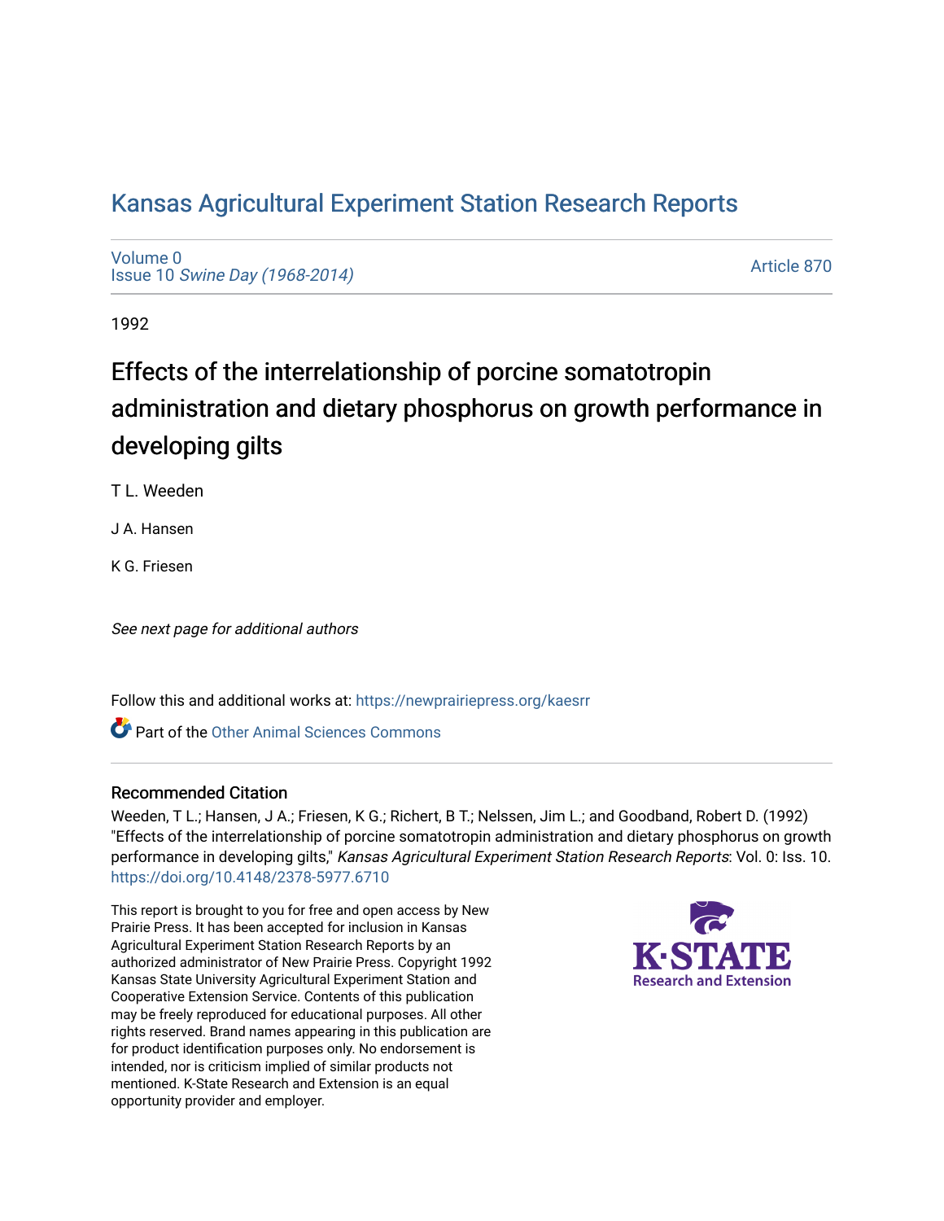# Kansas Agricultural Experiment Station Research Reports

Volume 0
Issue 10 *Swine Day (1968-2014)*

Article 870

1992

# Effects of the interrelationship of porcine somatotropin administration and dietary phosphorus on growth performance in developing gilts

T L. Weeden

J A. Hansen

K G. Friesen

*See next page for additional authors*

Follow this and additional works at: https://newprairiepress.org/kaesrr

Part of the Other Animal Sciences Commons

## Recommended Citation

Weeden, T L.; Hansen, J A.; Friesen, K G.; Richert, B T.; Nelssen, Jim L.; and Goodband, Robert D. (1992) "Effects of the interrelationship of porcine somatotropin administration and dietary phosphorus on growth performance in developing gilts," *Kansas Agricultural Experiment Station Research Reports*: Vol. 0: Iss. 10. https://doi.org/10.4148/2378-5977.6710

This report is brought to you for free and open access by New Prairie Press. It has been accepted for inclusion in Kansas Agricultural Experiment Station Research Reports by an authorized administrator of New Prairie Press. Copyright 1992 Kansas State University Agricultural Experiment Station and Cooperative Extension Service. Contents of this publication may be freely reproduced for educational purposes. All other rights reserved. Brand names appearing in this publication are for product identification purposes only. No endorsement is intended, nor is criticism implied of similar products not mentioned. K-State Research and Extension is an equal opportunity provider and employer.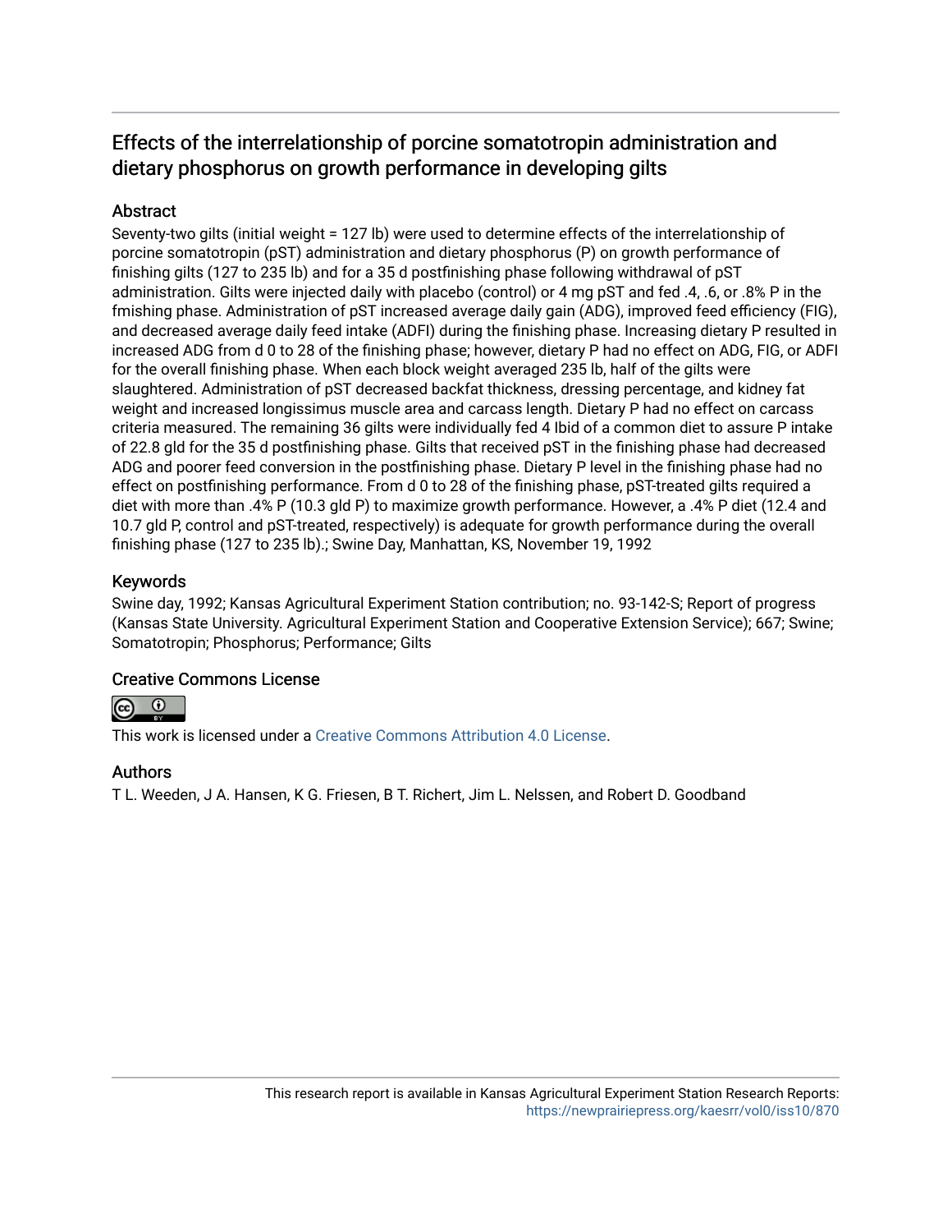## Effects of the interrelationship of porcine somatotropin administration and dietary phosphorus on growth performance in developing gilts

### Abstract

Seventy-two gilts (initial weight = 127 lb) were used to determine effects of the interrelationship of porcine somatotropin (pST) administration and dietary phosphorus (P) on growth performance of finishing gilts (127 to 235 lb) and for a 35 d postfinishing phase following withdrawal of pST administration. Gilts were injected daily with placebo (control) or 4 mg pST and fed .4, .6, or .8% P in the fmishing phase. Administration of pST increased average daily gain (ADG), improved feed efficiency (FIG), and decreased average daily feed intake (ADFI) during the finishing phase. Increasing dietary P resulted in increased ADG from d 0 to 28 of the finishing phase; however, dietary P had no effect on ADG, FIG, or ADFI for the overall finishing phase. When each block weight averaged 235 lb, half of the gilts were slaughtered. Administration of pST decreased backfat thickness, dressing percentage, and kidney fat weight and increased longissimus muscle area and carcass length. Dietary P had no effect on carcass criteria measured. The remaining 36 gilts were individually fed 4 Ibid of a common diet to assure P intake of 22.8 gld for the 35 d postfinishing phase. Gilts that received pST in the finishing phase had decreased ADG and poorer feed conversion in the postfinishing phase. Dietary P level in the finishing phase had no effect on postfinishing performance. From d 0 to 28 of the finishing phase, pST-treated gilts required a diet with more than .4% P (10.3 gld P) to maximize growth performance. However, a .4% P diet (12.4 and 10.7 gld P, control and pST-treated, respectively) is adequate for growth performance during the overall finishing phase (127 to 235 lb).; Swine Day, Manhattan, KS, November 19, 1992

### Keywords

Swine day, 1992; Kansas Agricultural Experiment Station contribution; no. 93-142-S; Report of progress (Kansas State University. Agricultural Experiment Station and Cooperative Extension Service); 667; Swine; Somatotropin; Phosphorus; Performance; Gilts

### Creative Commons License

This work is licensed under a Creative Commons Attribution 4.0 License.

### Authors

T L. Weeden, J A. Hansen, K G. Friesen, B T. Richert, Jim L. Nelssen, and Robert D. Goodband

This research report is available in Kansas Agricultural Experiment Station Research Reports: https://newprairiepress.org/kaesrr/vol0/iss10/870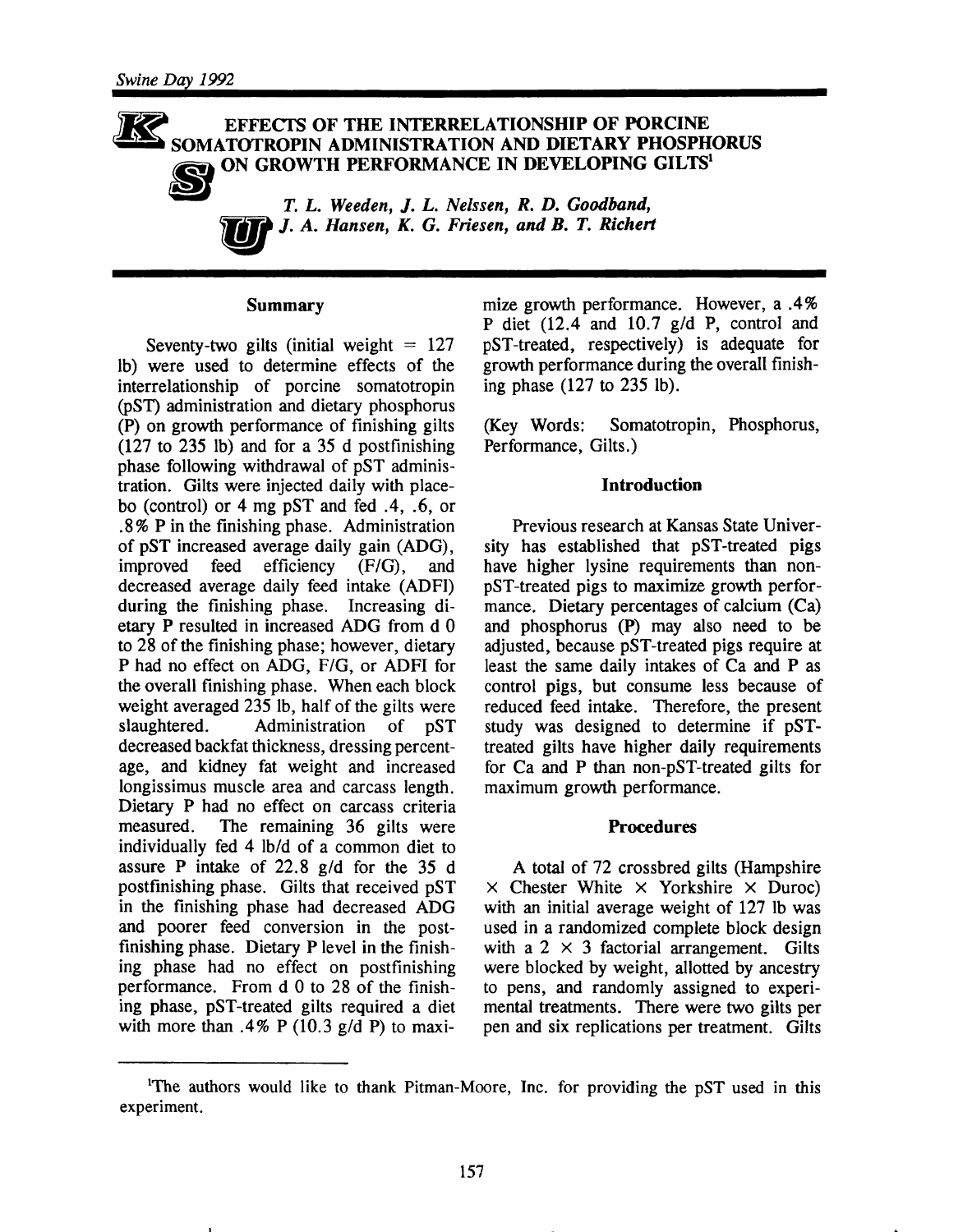# EFFECTS OF THE INTERRELATIONSHIP OF PORCINE SOMATOTROPIN ADMINISTRATION AND DIETARY PHOSPHORUS ON GROWTH PERFORMANCE IN DEVELOPING GILTS[1]

*T. L. Weeden, J. L. Nelssen, R. D. Goodband, J. A. Hansen, K. G. Friesen, and B. T. Richert*

## Summary

Seventy-two gilts (initial weight = 127 lb) were used to determine effects of the interrelationship of porcine somatotropin (pST) administration and dietary phosphorus (P) on growth performance of finishing gilts (127 to 235 lb) and for a 35 d postfinishing phase following withdrawal of pST administration. Gilts were injected daily with placebo (control) or 4 mg pST and fed .4, .6, or .8% P in the finishing phase. Administration of pST increased average daily gain (ADG), improved feed efficiency (F/G), and decreased average daily feed intake (ADFI) during the finishing phase. Increasing dietary P resulted in increased ADG from d 0 to 28 of the finishing phase; however, dietary P had no effect on ADG, F/G, or ADFI for the overall finishing phase. When each block weight averaged 235 lb, half of the gilts were slaughtered. Administration of pST decreased backfat thickness, dressing percentage, and kidney fat weight and increased longissimus muscle area and carcass length. Dietary P had no effect on carcass criteria measured. The remaining 36 gilts were individually fed 4 lb/d of a common diet to assure P intake of 22.8 g/d for the 35 d postfinishing phase. Gilts that received pST in the finishing phase had decreased ADG and poorer feed conversion in the postfinishing phase. Dietary P level in the finishing phase had no effect on postfinishing performance. From d 0 to 28 of the finishing phase, pST-treated gilts required a diet with more than .4% P (10.3 g/d P) to maximize growth performance. However, a .4% P diet (12.4 and 10.7 g/d P, control and pST-treated, respectively) is adequate for growth performance during the overall finishing phase (127 to 235 lb).

(Key Words: Somatotropin, Phosphorus, Performance, Gilts.)

## Introduction

Previous research at Kansas State University has established that pST-treated pigs have higher lysine requirements than non-pST-treated pigs to maximize growth performance. Dietary percentages of calcium (Ca) and phosphorus (P) may also need to be adjusted, because pST-treated pigs require at least the same daily intakes of Ca and P as control pigs, but consume less because of reduced feed intake. Therefore, the present study was designed to determine if pST-treated gilts have higher daily requirements for Ca and P than non-pST-treated gilts for maximum growth performance.

## Procedures

A total of 72 crossbred gilts (Hampshire × Chester White × Yorkshire × Duroc) with an initial average weight of 127 lb was used in a randomized complete block design with a 2 × 3 factorial arrangement. Gilts were blocked by weight, allotted by ancestry to pens, and randomly assigned to experimental treatments. There were two gilts per pen and six replications per treatment. Gilts

[1]The authors would like to thank Pitman-Moore, Inc. for providing the pST used in this experiment.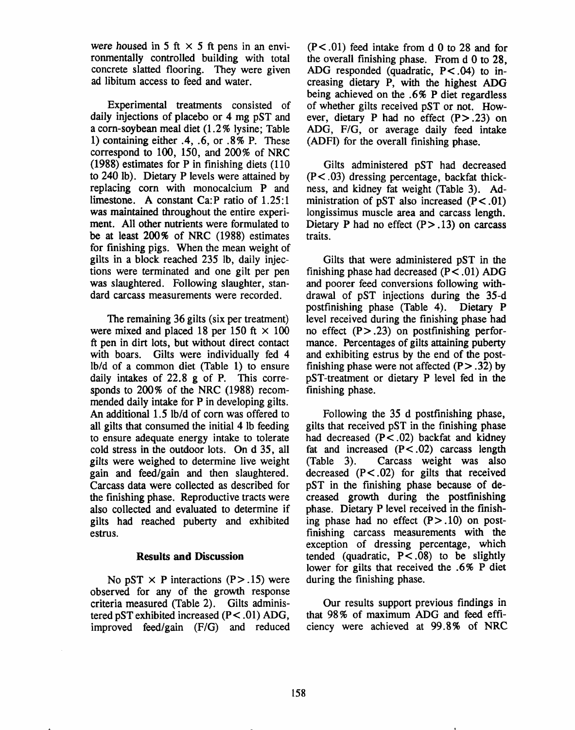were housed in 5 ft × 5 ft pens in an environmentally controlled building with total concrete slatted flooring. They were given ad libitum access to feed and water.

Experimental treatments consisted of daily injections of placebo or 4 mg pST and a corn-soybean meal diet (1.2% lysine; Table 1) containing either .4, .6, or .8% P. These correspond to 100, 150, and 200% of NRC (1988) estimates for P in finishing diets (110 to 240 lb). Dietary P levels were attained by replacing corn with monocalcium P and limestone. A constant Ca:P ratio of 1.25:1 was maintained throughout the entire experiment. All other nutrients were formulated to be at least 200% of NRC (1988) estimates for finishing pigs. When the mean weight of gilts in a block reached 235 lb, daily injections were terminated and one gilt per pen was slaughtered. Following slaughter, standard carcass measurements were recorded.

The remaining 36 gilts (six per treatment) were mixed and placed 18 per 150 ft × 100 ft pen in dirt lots, but without direct contact with boars. Gilts were individually fed 4 lb/d of a common diet (Table 1) to ensure daily intakes of 22.8 g of P. This corresponds to 200% of the NRC (1988) recommended daily intake for P in developing gilts. An additional 1.5 lb/d of corn was offered to all gilts that consumed the initial 4 lb feeding to ensure adequate energy intake to tolerate cold stress in the outdoor lots. On d 35, all gilts were weighed to determine live weight gain and feed/gain and then slaughtered. Carcass data were collected as described for the finishing phase. Reproductive tracts were also collected and evaluated to determine if gilts had reached puberty and exhibited estrus.

## Results and Discussion

No pST × P interactions ($P > .15$) were observed for any of the growth response criteria measured (Table 2). Gilts administered pST exhibited increased ($P < .01$) ADG, improved feed/gain (F/G) and reduced ($P < .01$) feed intake from d 0 to 28 and for the overall finishing phase. From d 0 to 28, ADG responded (quadratic, $P < .04$) to increasing dietary P, with the highest ADG being achieved on the .6% P diet regardless of whether gilts received pST or not. However, dietary P had no effect ($P > .23$) on ADG, F/G, or average daily feed intake (ADFI) for the overall finishing phase.

Gilts administered pST had decreased ($P < .03$) dressing percentage, backfat thickness, and kidney fat weight (Table 3). Administration of pST also increased ($P < .01$) longissimus muscle area and carcass length. Dietary P had no effect ($P > .13$) on carcass traits.

Gilts that were administered pST in the finishing phase had decreased ($P < .01$) ADG and poorer feed conversions following withdrawal of pST injections during the 35-d postfinishing phase (Table 4). Dietary P level received during the finishing phase had no effect ($P > .23$) on postfinishing performance. Percentages of gilts attaining puberty and exhibiting estrus by the end of the postfinishing phase were not affected ($P > .32$) by pST-treatment or dietary P level fed in the finishing phase.

Following the 35 d postfinishing phase, gilts that received pST in the finishing phase had decreased ($P < .02$) backfat and kidney fat and increased ($P < .02$) carcass length (Table 3). Carcass weight was also decreased ($P < .02$) for gilts that received pST in the finishing phase because of decreased growth during the postfinishing phase. Dietary P level received in the finishing phase had no effect ($P > .10$) on postfinishing carcass measurements with the exception of dressing percentage, which tended (quadratic, $P < .08$) to be slightly lower for gilts that received the .6% P diet during the finishing phase.

Our results support previous findings in that 98% of maximum ADG and feed efficiency were achieved at 99.8% of NRC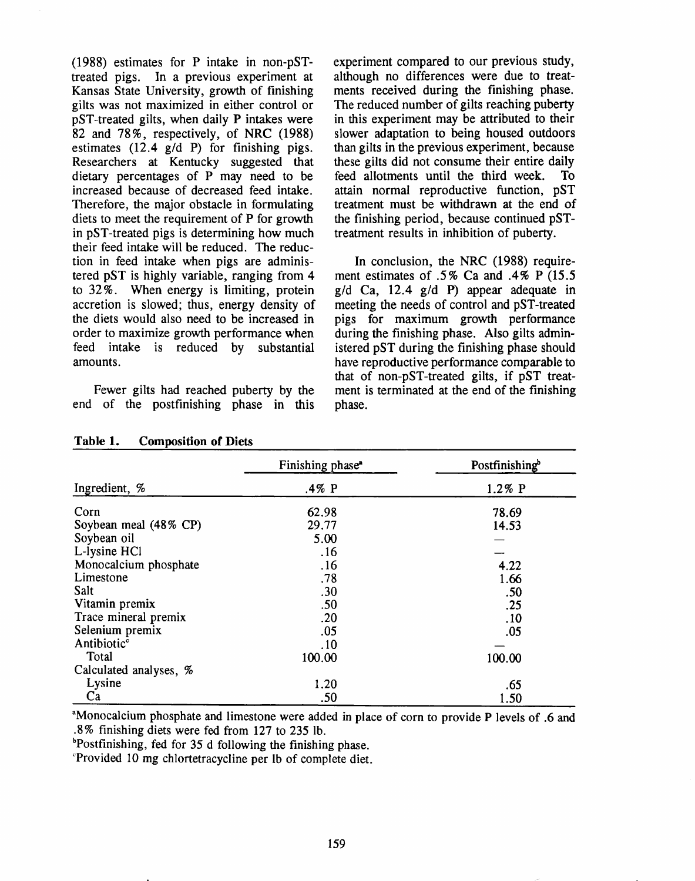(1988) estimates for P intake in non-pST-treated pigs. In a previous experiment at Kansas State University, growth of finishing gilts was not maximized in either control or pST-treated gilts, when daily P intakes were 82 and 78%, respectively, of NRC (1988) estimates (12.4 g/d P) for finishing pigs. Researchers at Kentucky suggested that dietary percentages of P may need to be increased because of decreased feed intake. Therefore, the major obstacle in formulating diets to meet the requirement of P for growth in pST-treated pigs is determining how much their feed intake will be reduced. The reduction in feed intake when pigs are administered pST is highly variable, ranging from 4 to 32%. When energy is limiting, protein accretion is slowed; thus, energy density of the diets would also need to be increased in order to maximize growth performance when feed intake is reduced by substantial amounts.

Fewer gilts had reached puberty by the end of the postfinishing phase in this experiment compared to our previous study, although no differences were due to treatments received during the finishing phase. The reduced number of gilts reaching puberty in this experiment may be attributed to their slower adaptation to being housed outdoors than gilts in the previous experiment, because these gilts did not consume their entire daily feed allotments until the third week. To attain normal reproductive function, pST treatment must be withdrawn at the end of the finishing period, because continued pST-treatment results in inhibition of puberty.

In conclusion, the NRC (1988) requirement estimates of .5% Ca and .4% P (15.5 g/d Ca, 12.4 g/d P) appear adequate in meeting the needs of control and pST-treated pigs for maximum growth performance during the finishing phase. Also gilts administered pST during the finishing phase should have reproductive performance comparable to that of non-pST-treated gilts, if pST treatment is terminated at the end of the finishing phase.

**Table 1. Composition of Diets**

| | Finishing phase[a] | Postfinishing[b] |
|---|---|---|
| Ingredient, % | .4% P | 1.2% P |
| Corn | 62.98 | 78.69 |
| Soybean meal (48% CP) | 29.77 | 14.53 |
| Soybean oil | 5.00 | — |
| L-lysine HCl | .16 | — |
| Monocalcium phosphate | .16 | 4.22 |
| Limestone | .78 | 1.66 |
| Salt | .30 | .50 |
| Vitamin premix | .50 | .25 |
| Trace mineral premix | .20 | .10 |
| Selenium premix | .05 | .05 |
| Antibiotic[c] | .10 | — |
| Total | 100.00 | 100.00 |
| Calculated analyses, % | | |
| Lysine | 1.20 | .65 |
| Ca | .50 | 1.50 |

[a]Monocalcium phosphate and limestone were added in place of corn to provide P levels of .6 and .8% finishing diets were fed from 127 to 235 lb.

[b]Postfinishing, fed for 35 d following the finishing phase.

[c]Provided 10 mg chlortetracycline per lb of complete diet.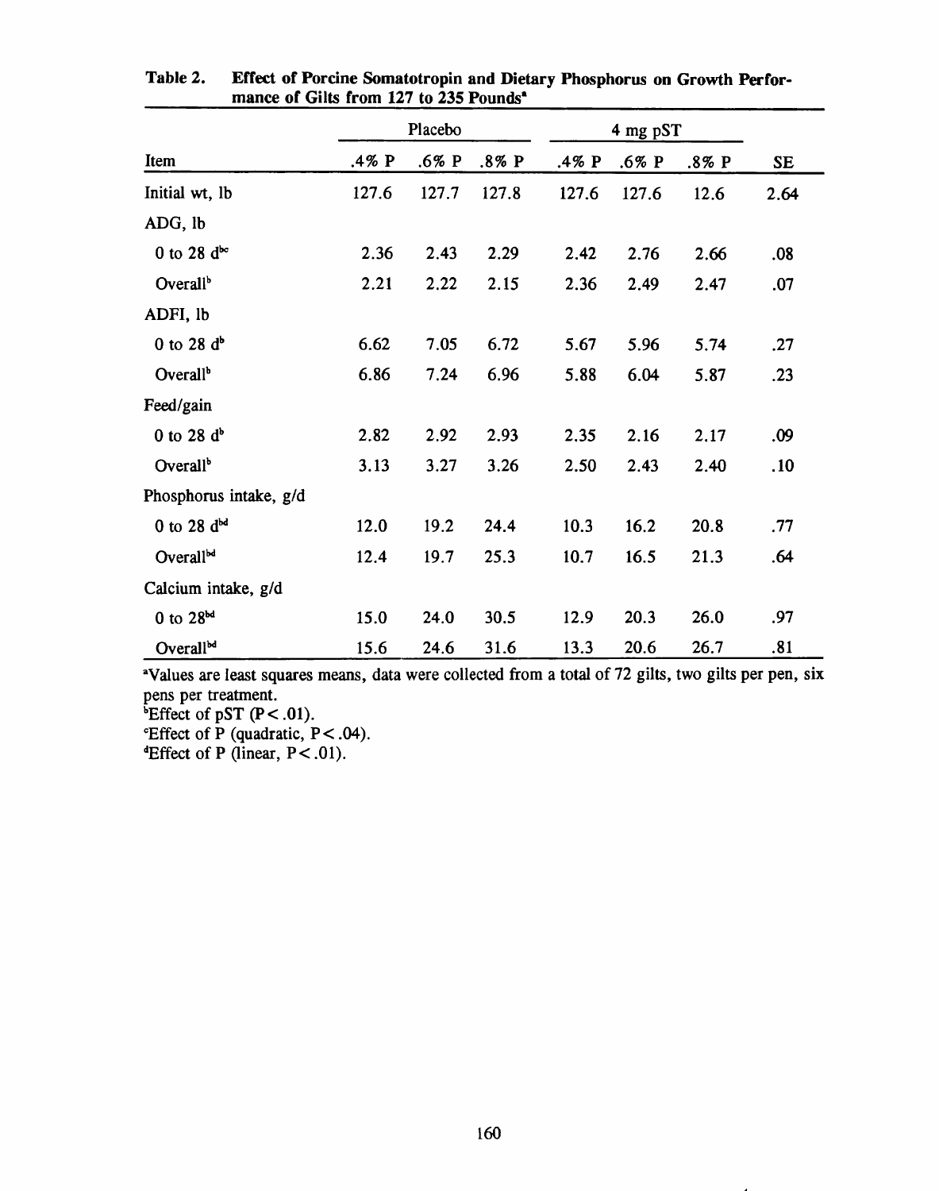**Table 2. Effect of Porcine Somatotropin and Dietary Phosphorus on Growth Performance of Gilts from 127 to 235 Pounds[a]**

| | Placebo | | | 4 mg pST | | | |
|---|---|---|---|---|---|---|---|
| Item | .4% P | .6% P | .8% P | .4% P | .6% P | .8% P | SE |
| Initial wt, lb | 127.6 | 127.7 | 127.8 | 127.6 | 127.6 | 12.6 | 2.64 |
| ADG, lb | | | | | | | |
| 0 to 28 d[bc] | 2.36 | 2.43 | 2.29 | 2.42 | 2.76 | 2.66 | .08 |
| Overall[b] | 2.21 | 2.22 | 2.15 | 2.36 | 2.49 | 2.47 | .07 |
| ADFI, lb | | | | | | | |
| 0 to 28 d[b] | 6.62 | 7.05 | 6.72 | 5.67 | 5.96 | 5.74 | .27 |
| Overall[b] | 6.86 | 7.24 | 6.96 | 5.88 | 6.04 | 5.87 | .23 |
| Feed/gain | | | | | | | |
| 0 to 28 d[b] | 2.82 | 2.92 | 2.93 | 2.35 | 2.16 | 2.17 | .09 |
| Overall[b] | 3.13 | 3.27 | 3.26 | 2.50 | 2.43 | 2.40 | .10 |
| Phosphorus intake, g/d | | | | | | | |
| 0 to 28 d[bd] | 12.0 | 19.2 | 24.4 | 10.3 | 16.2 | 20.8 | .77 |
| Overall[bd] | 12.4 | 19.7 | 25.3 | 10.7 | 16.5 | 21.3 | .64 |
| Calcium intake, g/d | | | | | | | |
| 0 to 28[bd] | 15.0 | 24.0 | 30.5 | 12.9 | 20.3 | 26.0 | .97 |
| Overall[bd] | 15.6 | 24.6 | 31.6 | 13.3 | 20.6 | 26.7 | .81 |

[a]Values are least squares means, data were collected from a total of 72 gilts, two gilts per pen, six pens per treatment.
[b]Effect of pST ($P < .01$).
[c]Effect of P (quadratic, $P < .04$).
[d]Effect of P (linear, $P < .01$).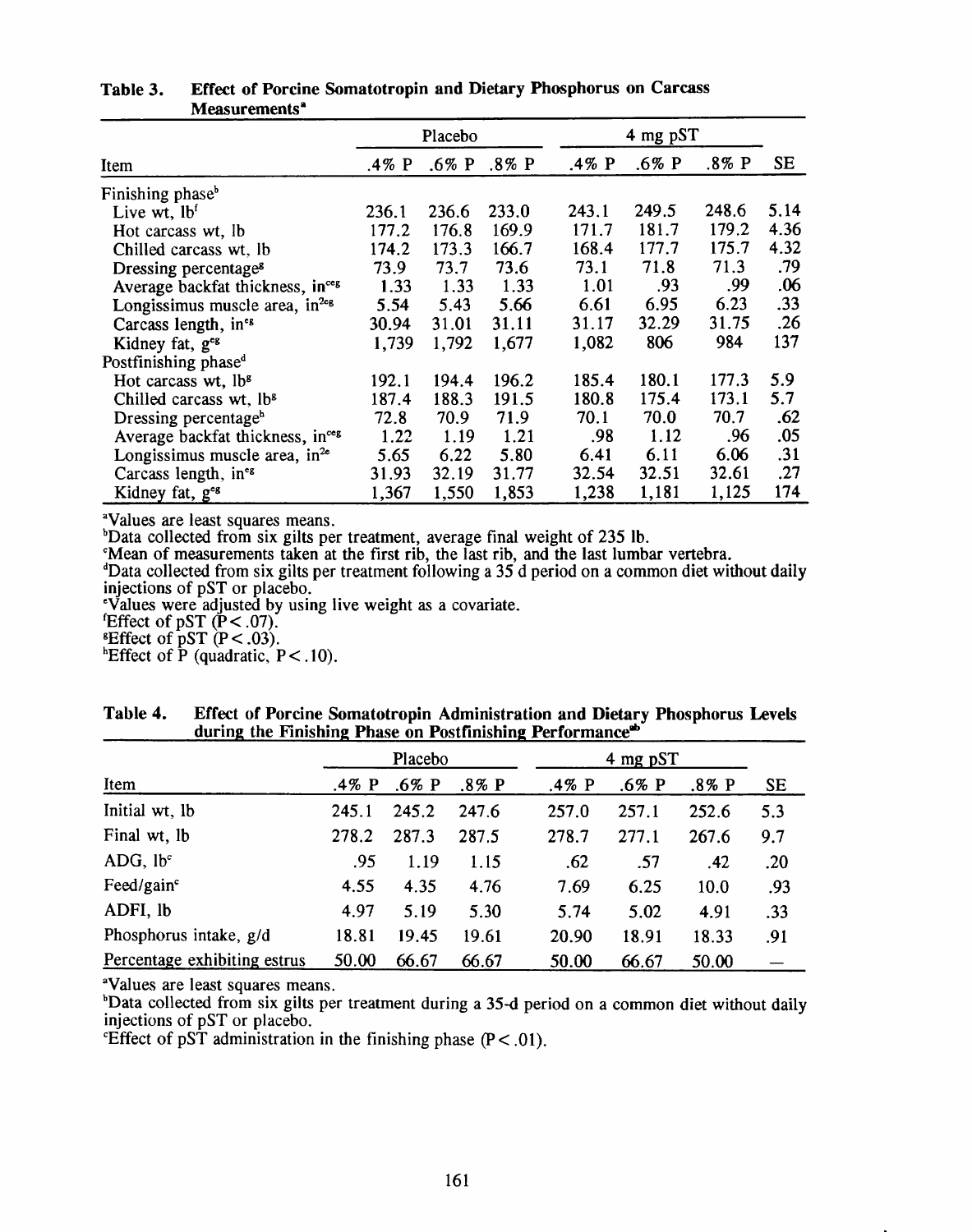**Table 3. Effect of Porcine Somatotropin and Dietary Phosphorus on Carcass Measurements[a]**

| Item | Placebo | | | 4 mg pST | | | |
|---|---|---|---|---|---|---|---|
| | .4% P | .6% P | .8% P | .4% P | .6% P | .8% P | SE |
| Finishing phase[b] | | | | | | | |
| Live wt, lb[f] | 236.1 | 236.6 | 233.0 | 243.1 | 249.5 | 248.6 | 5.14 |
| Hot carcass wt, lb | 177.2 | 176.8 | 169.9 | 171.7 | 181.7 | 179.2 | 4.36 |
| Chilled carcass wt, lb | 174.2 | 173.3 | 166.7 | 168.4 | 177.7 | 175.7 | 4.32 |
| Dressing percentage[g] | 73.9 | 73.7 | 73.6 | 73.1 | 71.8 | 71.3 | .79 |
| Average backfat thickness, in[ceg] | 1.33 | 1.33 | 1.33 | 1.01 | .93 | .99 | .06 |
| Longissimus muscle area, $in^2$[eg] | 5.54 | 5.43 | 5.66 | 6.61 | 6.95 | 6.23 | .33 |
| Carcass length, in[eg] | 30.94 | 31.01 | 31.11 | 31.17 | 32.29 | 31.75 | .26 |
| Kidney fat, g[eg] | 1,739 | 1,792 | 1,677 | 1,082 | 806 | 984 | 137 |
| Postfinishing phase[d] | | | | | | | |
| Hot carcass wt, lb[g] | 192.1 | 194.4 | 196.2 | 185.4 | 180.1 | 177.3 | 5.9 |
| Chilled carcass wt, lb[g] | 187.4 | 188.3 | 191.5 | 180.8 | 175.4 | 173.1 | 5.7 |
| Dressing percentage[h] | 72.8 | 70.9 | 71.9 | 70.1 | 70.0 | 70.7 | .62 |
| Average backfat thickness, in[ceg] | 1.22 | 1.19 | 1.21 | .98 | 1.12 | .96 | .05 |
| Longissimus muscle area, $in^2$[e] | 5.65 | 6.22 | 5.80 | 6.41 | 6.11 | 6.06 | .31 |
| Carcass length, in[eg] | 31.93 | 32.19 | 31.77 | 32.54 | 32.51 | 32.61 | .27 |
| Kidney fat, g[eg] | 1,367 | 1,550 | 1,853 | 1,238 | 1,181 | 1,125 | 174 |

[a]Values are least squares means.
[b]Data collected from six gilts per treatment, average final weight of 235 lb.
[c]Mean of measurements taken at the first rib, the last rib, and the last lumbar vertebra.
[d]Data collected from six gilts per treatment following a 35 d period on a common diet without daily injections of pST or placebo.
[e]Values were adjusted by using live weight as a covariate.
[f]Effect of pST ($P < .07$).
[g]Effect of pST ($P < .03$).
[h]Effect of P (quadratic, $P < .10$).

**Table 4. Effect of Porcine Somatotropin Administration and Dietary Phosphorus Levels during the Finishing Phase on Postfinishing Performance[ab]**

| Item | Placebo | | | 4 mg pST | | | |
|---|---|---|---|---|---|---|---|
| | .4% P | .6% P | .8% P | .4% P | .6% P | .8% P | SE |
| Initial wt, lb | 245.1 | 245.2 | 247.6 | 257.0 | 257.1 | 252.6 | 5.3 |
| Final wt, lb | 278.2 | 287.3 | 287.5 | 278.7 | 277.1 | 267.6 | 9.7 |
| ADG, lb[c] | .95 | 1.19 | 1.15 | .62 | .57 | .42 | .20 |
| Feed/gain[c] | 4.55 | 4.35 | 4.76 | 7.69 | 6.25 | 10.0 | .93 |
| ADFI, lb | 4.97 | 5.19 | 5.30 | 5.74 | 5.02 | 4.91 | .33 |
| Phosphorus intake, g/d | 18.81 | 19.45 | 19.61 | 20.90 | 18.91 | 18.33 | .91 |
| Percentage exhibiting estrus | 50.00 | 66.67 | 66.67 | 50.00 | 66.67 | 50.00 | — |

[a]Values are least squares means.
[b]Data collected from six gilts per treatment during a 35-d period on a common diet without daily injections of pST or placebo.
[c]Effect of pST administration in the finishing phase ($P < .01$).